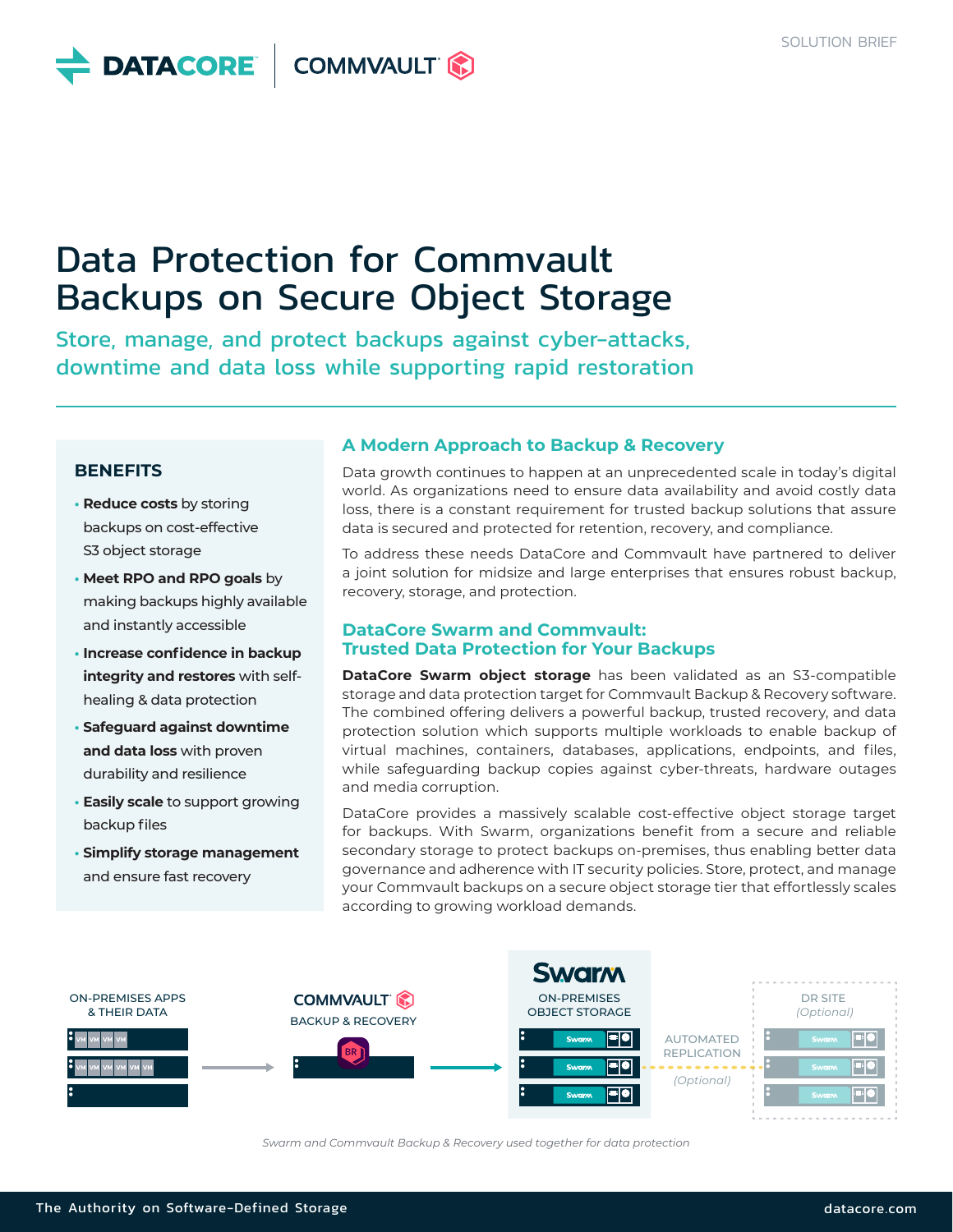# Data Protection for Commvault Backups on Secure Object Storage

Store, manage, and protect backups against cyber-attacks, downtime and data loss while supporting rapid restoration

## BENEFITS

- **Reduce costs** by storing backups on cost-effective S3 object storage
- **Meet RPO and RPO goals** by making backups highly available and instantly accessible
- **Increase confidence in backup integrity and restores** with self-healing & data protection
- **Safeguard against downtime and data loss** with proven durability and resilience
- **Easily scale** to support growing backup files
- **Simplify storage management** and ensure fast recovery

## A Modern Approach to Backup & Recovery

Data growth continues to happen at an unprecedented scale in today's digital world. As organizations need to ensure data availability and avoid costly data loss, there is a constant requirement for trusted backup solutions that assure data is secured and protected for retention, recovery, and compliance.

To address these needs DataCore and Commvault have partnered to deliver a joint solution for midsize and large enterprises that ensures robust backup, recovery, storage, and protection.

## DataCore Swarm and Commvault: Trusted Data Protection for Your Backups

**DataCore Swarm object storage** has been validated as an S3-compatible storage and data protection target for Commvault Backup & Recovery software. The combined offering delivers a powerful backup, trusted recovery, and data protection solution which supports multiple workloads to enable backup of virtual machines, containers, databases, applications, endpoints, and files, while safeguarding backup copies against cyber-threats, hardware outages and media corruption.

DataCore provides a massively scalable cost-effective object storage target for backups. With Swarm, organizations benefit from a secure and reliable secondary storage to protect backups on-premises, thus enabling better data governance and adherence with IT security policies. Store, protect, and manage your Commvault backups on a secure object storage tier that effortlessly scales according to growing workload demands.

ON-PREMISES APPS & THEIR DATA → COMMVAULT BACKUP & RECOVERY → Swarm ON-PREMISES OBJECT STORAGE → AUTOMATED REPLICATION (Optional) → DR SITE (Optional)

*Swarm and Commvault Backup & Recovery used together for data protection*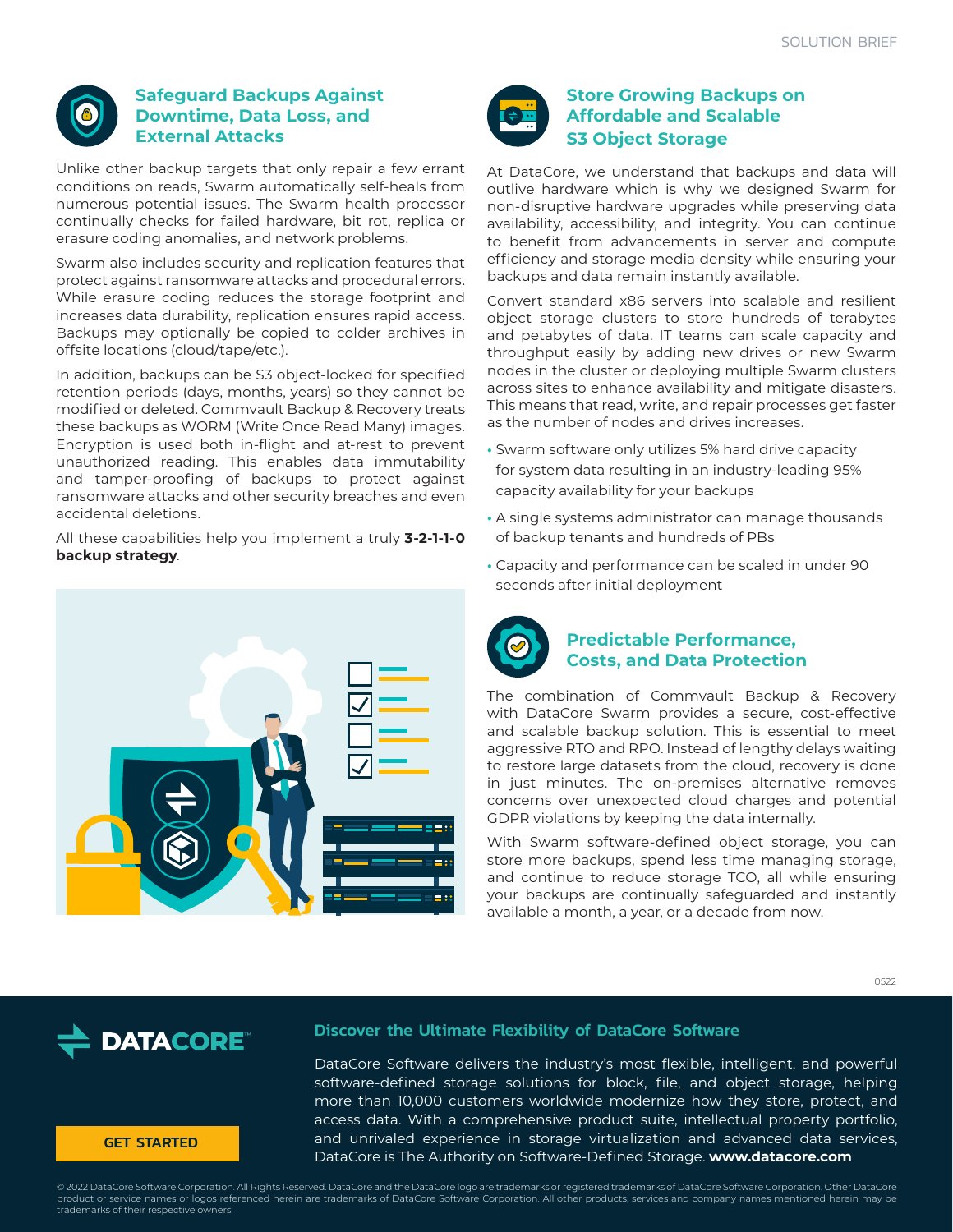## Safeguard Backups Against Downtime, Data Loss, and External Attacks

Unlike other backup targets that only repair a few errant conditions on reads, Swarm automatically self-heals from numerous potential issues. The Swarm health processor continually checks for failed hardware, bit rot, replica or erasure coding anomalies, and network problems.

Swarm also includes security and replication features that protect against ransomware attacks and procedural errors. While erasure coding reduces the storage footprint and increases data durability, replication ensures rapid access. Backups may optionally be copied to colder archives in offsite locations (cloud/tape/etc.).

In addition, backups can be S3 object-locked for specified retention periods (days, months, years) so they cannot be modified or deleted. Commvault Backup & Recovery treats these backups as WORM (Write Once Read Many) images. Encryption is used both in-flight and at-rest to prevent unauthorized reading. This enables data immutability and tamper-proofing of backups to protect against ransomware attacks and other security breaches and even accidental deletions.

All these capabilities help you implement a truly **3-2-1-1-0 backup strategy**.

## Store Growing Backups on Affordable and Scalable S3 Object Storage

At DataCore, we understand that backups and data will outlive hardware which is why we designed Swarm for non-disruptive hardware upgrades while preserving data availability, accessibility, and integrity. You can continue to benefit from advancements in server and compute efficiency and storage media density while ensuring your backups and data remain instantly available.

Convert standard x86 servers into scalable and resilient object storage clusters to store hundreds of terabytes and petabytes of data. IT teams can scale capacity and throughput easily by adding new drives or new Swarm nodes in the cluster or deploying multiple Swarm clusters across sites to enhance availability and mitigate disasters. This means that read, write, and repair processes get faster as the number of nodes and drives increases.

- Swarm software only utilizes 5% hard drive capacity for system data resulting in an industry-leading 95% capacity availability for your backups
- A single systems administrator can manage thousands of backup tenants and hundreds of PBs
- Capacity and performance can be scaled in under 90 seconds after initial deployment

## Predictable Performance, Costs, and Data Protection

The combination of Commvault Backup & Recovery with DataCore Swarm provides a secure, cost-effective and scalable backup solution. This is essential to meet aggressive RTO and RPO. Instead of lengthy delays waiting to restore large datasets from the cloud, recovery is done in just minutes. The on-premises alternative removes concerns over unexpected cloud charges and potential GDPR violations by keeping the data internally.

With Swarm software-defined object storage, you can store more backups, spend less time managing storage, and continue to reduce storage TCO, all while ensuring your backups are continually safeguarded and instantly available a month, a year, or a decade from now.

0522

DATACORE

GET STARTED

### Discover the Ultimate Flexibility of DataCore Software

DataCore Software delivers the industry's most flexible, intelligent, and powerful software-defined storage solutions for block, file, and object storage, helping more than 10,000 customers worldwide modernize how they store, protect, and access data. With a comprehensive product suite, intellectual property portfolio, and unrivaled experience in storage virtualization and advanced data services, DataCore is The Authority on Software-Defined Storage. **www.datacore.com**

© 2022 DataCore Software Corporation. All Rights Reserved. DataCore and the DataCore logo are trademarks or registered trademarks of DataCore Software Corporation. Other DataCore product or service names or logos referenced herein are trademarks of DataCore Software Corporation. All other products, services and company names mentioned herein may be trademarks of their respective owners.